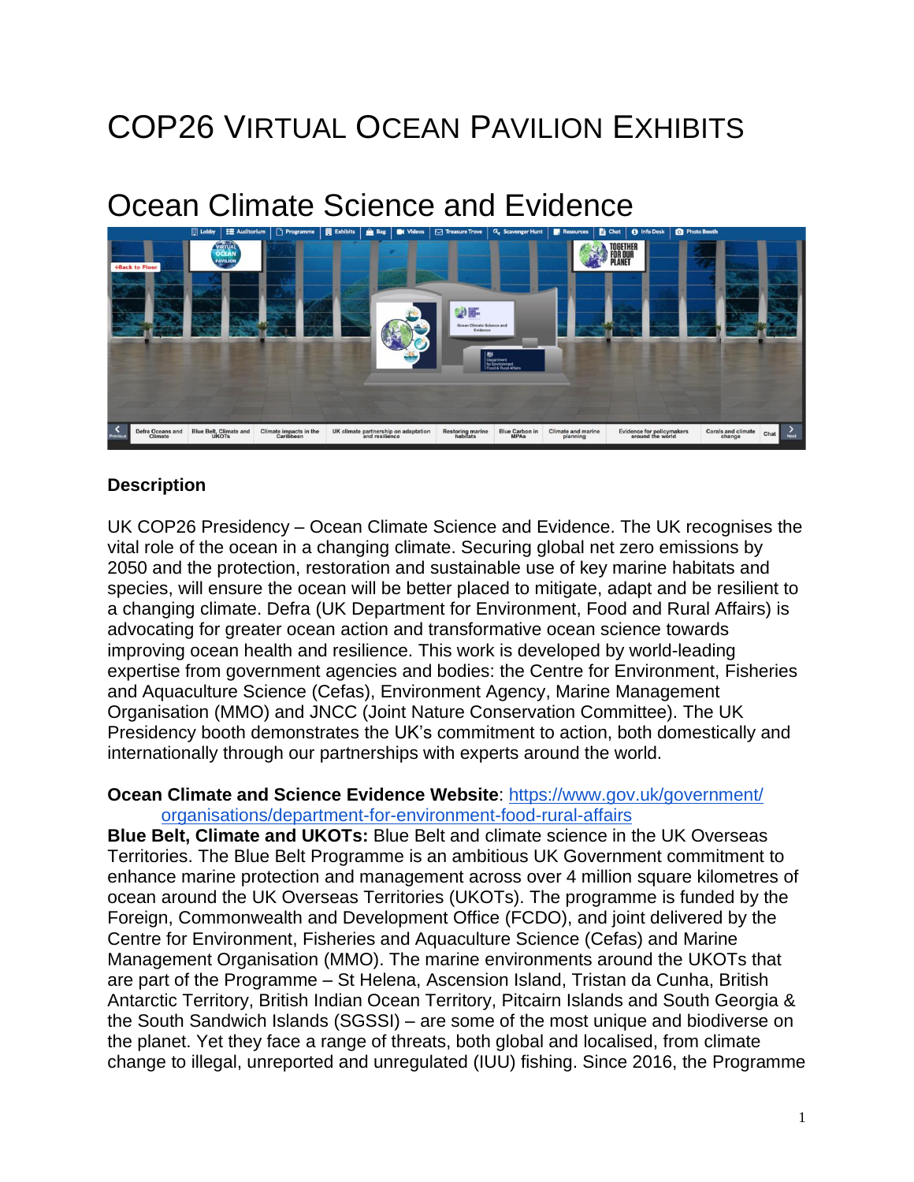# COP26 Virtual Ocean Pavilion Exhibits

## Ocean Climate Science and Evidence

**Description**

UK COP26 Presidency – Ocean Climate Science and Evidence. The UK recognises the vital role of the ocean in a changing climate. Securing global net zero emissions by 2050 and the protection, restoration and sustainable use of key marine habitats and species, will ensure the ocean will be better placed to mitigate, adapt and be resilient to a changing climate. Defra (UK Department for Environment, Food and Rural Affairs) is advocating for greater ocean action and transformative ocean science towards improving ocean health and resilience. This work is developed by world-leading expertise from government agencies and bodies: the Centre for Environment, Fisheries and Aquaculture Science (Cefas), Environment Agency, Marine Management Organisation (MMO) and JNCC (Joint Nature Conservation Committee). The UK Presidency booth demonstrates the UK's commitment to action, both domestically and internationally through our partnerships with experts around the world.

**Ocean Climate and Science Evidence Website**: https://www.gov.uk/government/organisations/department-for-environment-food-rural-affairs

**Blue Belt, Climate and UKOTs:** Blue Belt and climate science in the UK Overseas Territories. The Blue Belt Programme is an ambitious UK Government commitment to enhance marine protection and management across over 4 million square kilometres of ocean around the UK Overseas Territories (UKOTs). The programme is funded by the Foreign, Commonwealth and Development Office (FCDO), and joint delivered by the Centre for Environment, Fisheries and Aquaculture Science (Cefas) and Marine Management Organisation (MMO). The marine environments around the UKOTs that are part of the Programme – St Helena, Ascension Island, Tristan da Cunha, British Antarctic Territory, British Indian Ocean Territory, Pitcairn Islands and South Georgia & the South Sandwich Islands (SGSSI) – are some of the most unique and biodiverse on the planet. Yet they face a range of threats, both global and localised, from climate change to illegal, unreported and unregulated (IUU) fishing. Since 2016, the Programme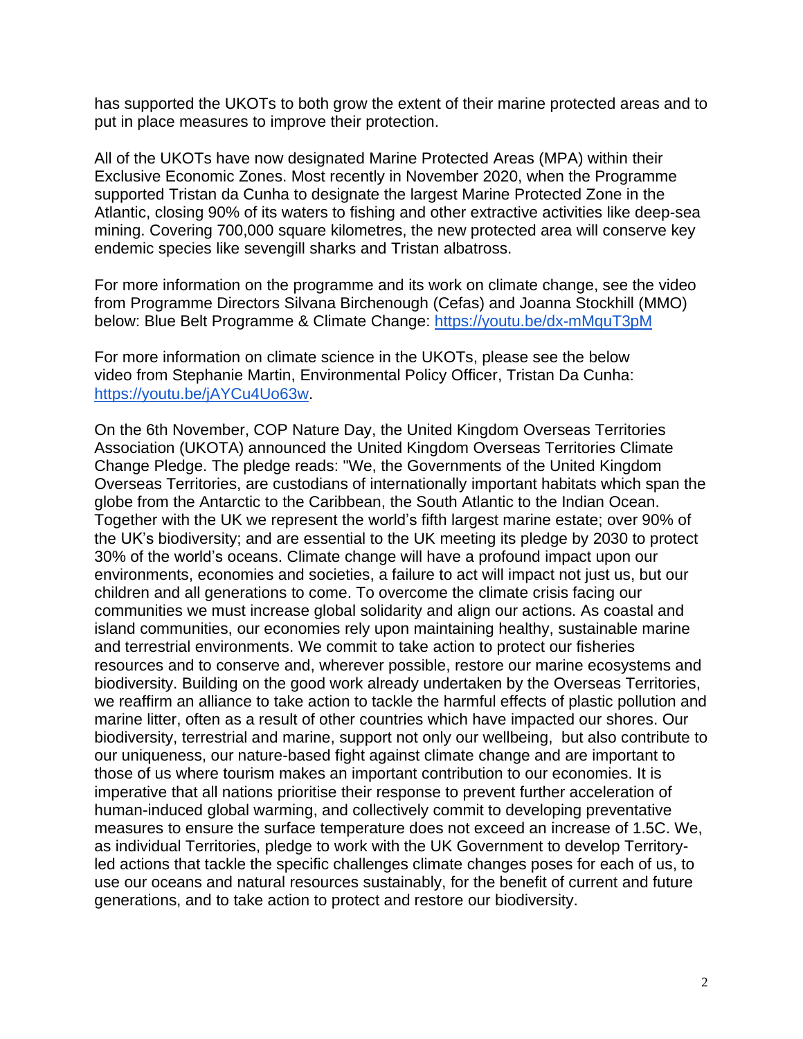has supported the UKOTs to both grow the extent of their marine protected areas and to put in place measures to improve their protection.

All of the UKOTs have now designated Marine Protected Areas (MPA) within their Exclusive Economic Zones. Most recently in November 2020, when the Programme supported Tristan da Cunha to designate the largest Marine Protected Zone in the Atlantic, closing 90% of its waters to fishing and other extractive activities like deep-sea mining. Covering 700,000 square kilometres, the new protected area will conserve key endemic species like sevengill sharks and Tristan albatross.

For more information on the programme and its work on climate change, see the video from Programme Directors Silvana Birchenough (Cefas) and Joanna Stockhill (MMO) below: Blue Belt Programme & Climate Change: [https://youtu.be/dx-mMquT3pM](https://youtu.be/dx-mMquT3pM)

For more information on climate science in the UKOTs, please see the below video from Stephanie Martin, Environmental Policy Officer, Tristan Da Cunha: [https://youtu.be/jAYCu4Uo63w](https://youtu.be/jAYCu4Uo63w).

On the 6th November, COP Nature Day, the United Kingdom Overseas Territories Association (UKOTA) announced the United Kingdom Overseas Territories Climate Change Pledge. The pledge reads: "We, the Governments of the United Kingdom Overseas Territories, are custodians of internationally important habitats which span the globe from the Antarctic to the Caribbean, the South Atlantic to the Indian Ocean. Together with the UK we represent the world's fifth largest marine estate; over 90% of the UK's biodiversity; and are essential to the UK meeting its pledge by 2030 to protect 30% of the world's oceans. Climate change will have a profound impact upon our environments, economies and societies, a failure to act will impact not just us, but our children and all generations to come. To overcome the climate crisis facing our communities we must increase global solidarity and align our actions. As coastal and island communities, our economies rely upon maintaining healthy, sustainable marine and terrestrial environments. We commit to take action to protect our fisheries resources and to conserve and, wherever possible, restore our marine ecosystems and biodiversity. Building on the good work already undertaken by the Overseas Territories, we reaffirm an alliance to take action to tackle the harmful effects of plastic pollution and marine litter, often as a result of other countries which have impacted our shores. Our biodiversity, terrestrial and marine, support not only our wellbeing, but also contribute to our uniqueness, our nature-based fight against climate change and are important to those of us where tourism makes an important contribution to our economies. It is imperative that all nations prioritise their response to prevent further acceleration of human-induced global warming, and collectively commit to developing preventative measures to ensure the surface temperature does not exceed an increase of 1.5C. We, as individual Territories, pledge to work with the UK Government to develop Territory-led actions that tackle the specific challenges climate changes poses for each of us, to use our oceans and natural resources sustainably, for the benefit of current and future generations, and to take action to protect and restore our biodiversity.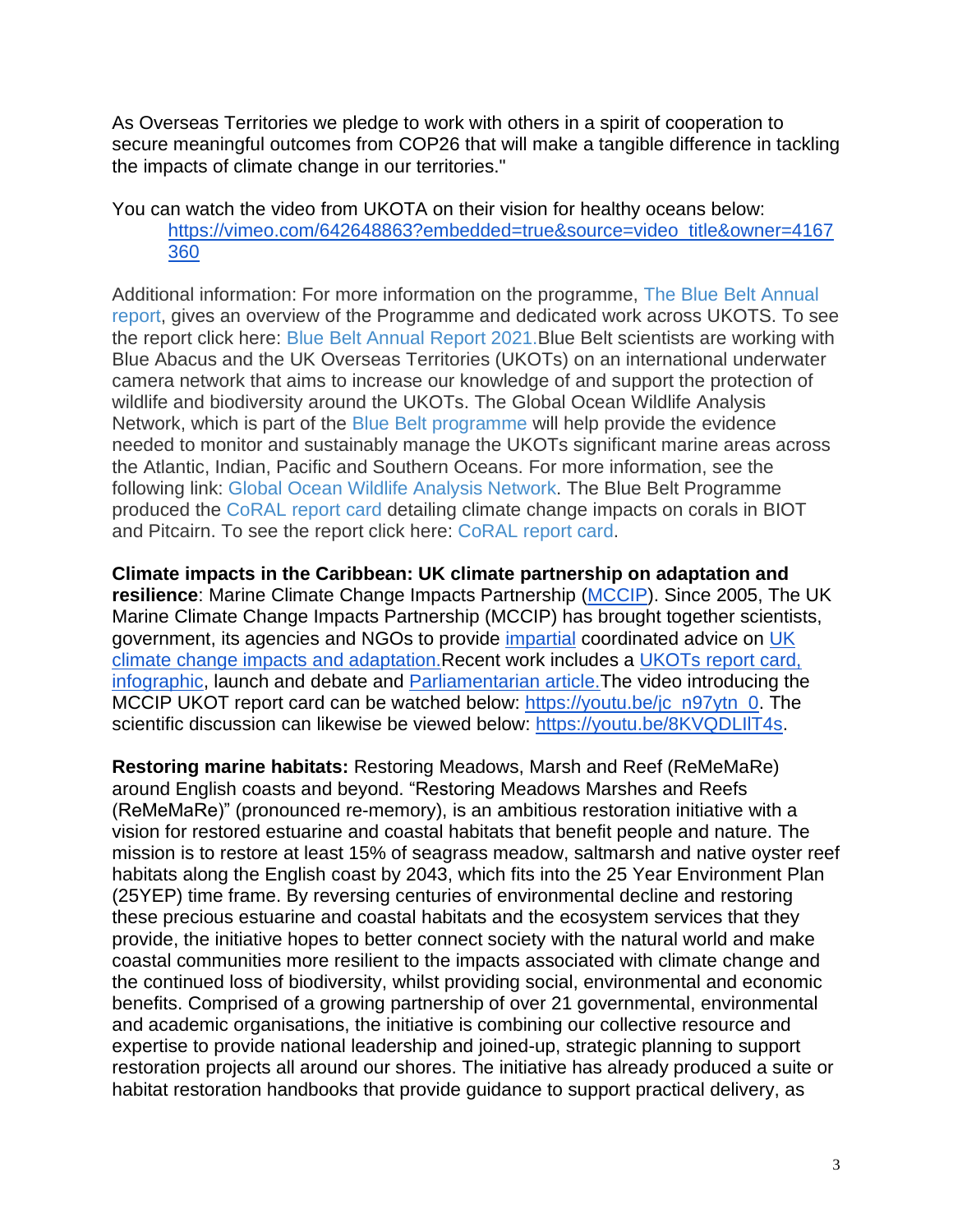As Overseas Territories we pledge to work with others in a spirit of cooperation to secure meaningful outcomes from COP26 that will make a tangible difference in tackling the impacts of climate change in our territories."

You can watch the video from UKOTA on their vision for healthy oceans below:
https://vimeo.com/642648863?embedded=true&source=video_title&owner=4167360

Additional information: For more information on the programme, The Blue Belt Annual report, gives an overview of the Programme and dedicated work across UKOTS. To see the report click here: Blue Belt Annual Report 2021.Blue Belt scientists are working with Blue Abacus and the UK Overseas Territories (UKOTs) on an international underwater camera network that aims to increase our knowledge of and support the protection of wildlife and biodiversity around the UKOTs. The Global Ocean Wildlife Analysis Network, which is part of the Blue Belt programme will help provide the evidence needed to monitor and sustainably manage the UKOTs significant marine areas across the Atlantic, Indian, Pacific and Southern Oceans. For more information, see the following link: Global Ocean Wildlife Analysis Network. The Blue Belt Programme produced the CoRAL report card detailing climate change impacts on corals in BIOT and Pitcairn. To see the report click here: CoRAL report card.

**Climate impacts in the Caribbean: UK climate partnership on adaptation and resilience**: Marine Climate Change Impacts Partnership (MCCIP). Since 2005, The UK Marine Climate Change Impacts Partnership (MCCIP) has brought together scientists, government, its agencies and NGOs to provide impartial coordinated advice on UK climate change impacts and adaptation.Recent work includes a UKOTs report card, infographic, launch and debate and Parliamentarian article.The video introducing the MCCIP UKOT report card can be watched below: https://youtu.be/jc_n97ytn_0. The scientific discussion can likewise be viewed below: https://youtu.be/8KVQDLIlT4s.

**Restoring marine habitats:** Restoring Meadows, Marsh and Reef (ReMeMaRe) around English coasts and beyond. "Restoring Meadows Marshes and Reefs (ReMeMaRe)" (pronounced re-memory), is an ambitious restoration initiative with a vision for restored estuarine and coastal habitats that benefit people and nature. The mission is to restore at least 15% of seagrass meadow, saltmarsh and native oyster reef habitats along the English coast by 2043, which fits into the 25 Year Environment Plan (25YEP) time frame. By reversing centuries of environmental decline and restoring these precious estuarine and coastal habitats and the ecosystem services that they provide, the initiative hopes to better connect society with the natural world and make coastal communities more resilient to the impacts associated with climate change and the continued loss of biodiversity, whilst providing social, environmental and economic benefits. Comprised of a growing partnership of over 21 governmental, environmental and academic organisations, the initiative is combining our collective resource and expertise to provide national leadership and joined-up, strategic planning to support restoration projects all around our shores. The initiative has already produced a suite or habitat restoration handbooks that provide guidance to support practical delivery, as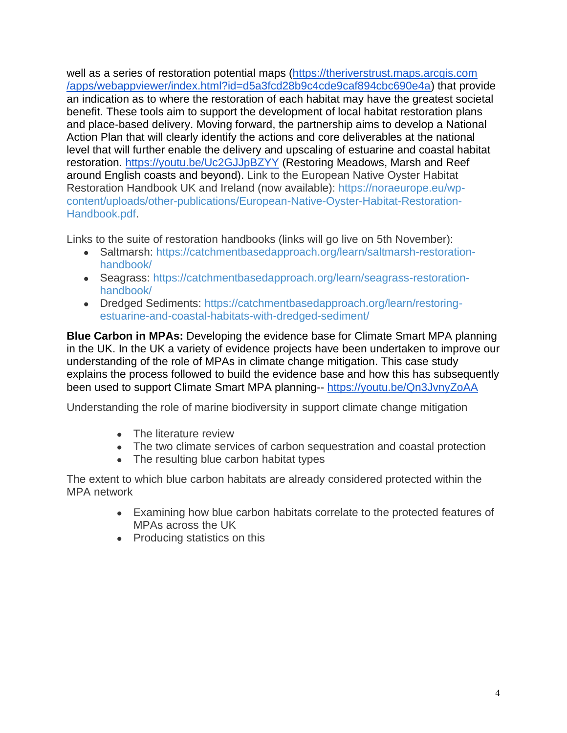well as a series of restoration potential maps (https://theriverstrust.maps.arcgis.com/apps/webappviewer/index.html?id=d5a3fcd28b9c4cde9caf894cbc690e4a) that provide an indication as to where the restoration of each habitat may have the greatest societal benefit. These tools aim to support the development of local habitat restoration plans and place-based delivery. Moving forward, the partnership aims to develop a National Action Plan that will clearly identify the actions and core deliverables at the national level that will further enable the delivery and upscaling of estuarine and coastal habitat restoration. https://youtu.be/Uc2GJJpBZYY (Restoring Meadows, Marsh and Reef around English coasts and beyond). Link to the European Native Oyster Habitat Restoration Handbook UK and Ireland (now available): https://noraeurope.eu/wp-content/uploads/other-publications/European-Native-Oyster-Habitat-Restoration-Handbook.pdf.

Links to the suite of restoration handbooks (links will go live on 5th November):

- Saltmarsh: https://catchmentbasedapproach.org/learn/saltmarsh-restoration-handbook/
- Seagrass: https://catchmentbasedapproach.org/learn/seagrass-restoration-handbook/
- Dredged Sediments: https://catchmentbasedapproach.org/learn/restoring-estuarine-and-coastal-habitats-with-dredged-sediment/

**Blue Carbon in MPAs:** Developing the evidence base for Climate Smart MPA planning in the UK. In the UK a variety of evidence projects have been undertaken to improve our understanding of the role of MPAs in climate change mitigation. This case study explains the process followed to build the evidence base and how this has subsequently been used to support Climate Smart MPA planning-- https://youtu.be/Qn3JvnyZoAA

Understanding the role of marine biodiversity in support climate change mitigation

- The literature review
- The two climate services of carbon sequestration and coastal protection
- The resulting blue carbon habitat types

The extent to which blue carbon habitats are already considered protected within the MPA network

- Examining how blue carbon habitats correlate to the protected features of MPAs across the UK
- Producing statistics on this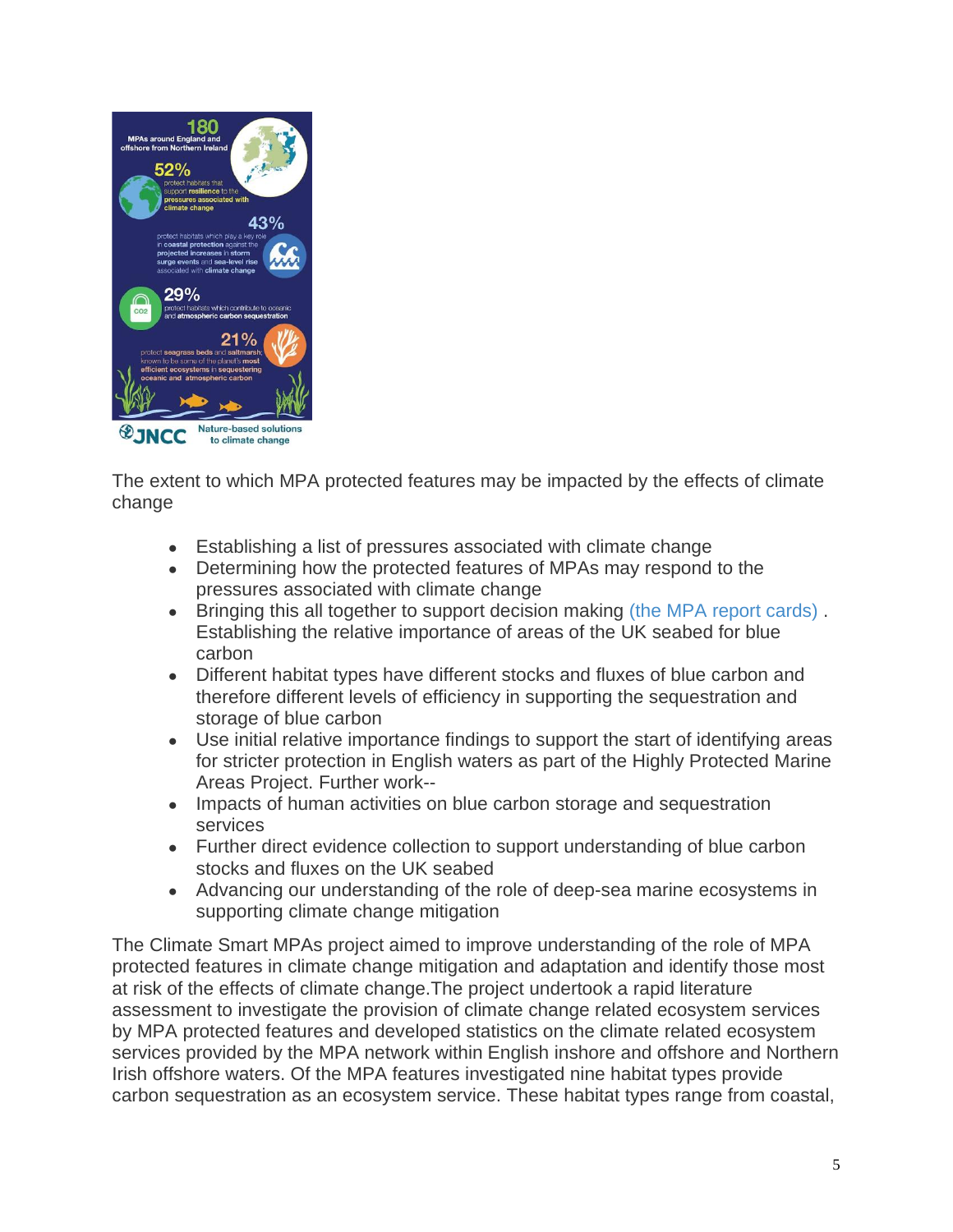The extent to which MPA protected features may be impacted by the effects of climate change

- Establishing a list of pressures associated with climate change
- Determining how the protected features of MPAs may respond to the pressures associated with climate change
- Bringing this all together to support decision making (the MPA report cards) . Establishing the relative importance of areas of the UK seabed for blue carbon
- Different habitat types have different stocks and fluxes of blue carbon and therefore different levels of efficiency in supporting the sequestration and storage of blue carbon
- Use initial relative importance findings to support the start of identifying areas for stricter protection in English waters as part of the Highly Protected Marine Areas Project. Further work--
- Impacts of human activities on blue carbon storage and sequestration services
- Further direct evidence collection to support understanding of blue carbon stocks and fluxes on the UK seabed
- Advancing our understanding of the role of deep-sea marine ecosystems in supporting climate change mitigation

The Climate Smart MPAs project aimed to improve understanding of the role of MPA protected features in climate change mitigation and adaptation and identify those most at risk of the effects of climate change.The project undertook a rapid literature assessment to investigate the provision of climate change related ecosystem services by MPA protected features and developed statistics on the climate related ecosystem services provided by the MPA network within English inshore and offshore and Northern Irish offshore waters. Of the MPA features investigated nine habitat types provide carbon sequestration as an ecosystem service. These habitat types range from coastal,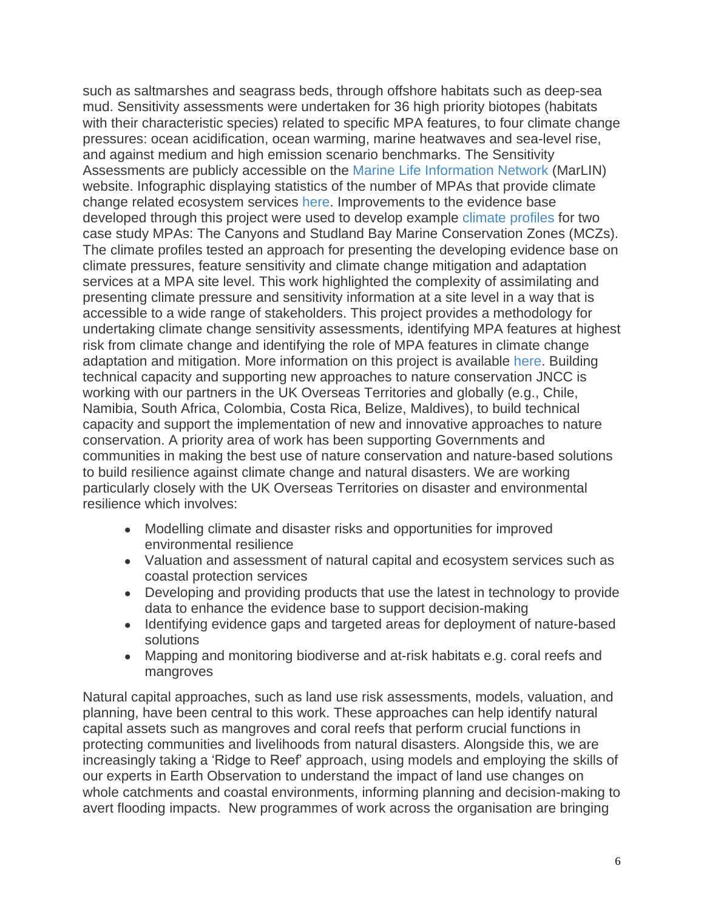such as saltmarshes and seagrass beds, through offshore habitats such as deep-sea mud. Sensitivity assessments were undertaken for 36 high priority biotopes (habitats with their characteristic species) related to specific MPA features, to four climate change pressures: ocean acidification, ocean warming, marine heatwaves and sea-level rise, and against medium and high emission scenario benchmarks. The Sensitivity Assessments are publicly accessible on the Marine Life Information Network (MarLIN) website. Infographic displaying statistics of the number of MPAs that provide climate change related ecosystem services here. Improvements to the evidence base developed through this project were used to develop example climate profiles for two case study MPAs: The Canyons and Studland Bay Marine Conservation Zones (MCZs). The climate profiles tested an approach for presenting the developing evidence base on climate pressures, feature sensitivity and climate change mitigation and adaptation services at a MPA site level. This work highlighted the complexity of assimilating and presenting climate pressure and sensitivity information at a site level in a way that is accessible to a wide range of stakeholders. This project provides a methodology for undertaking climate change sensitivity assessments, identifying MPA features at highest risk from climate change and identifying the role of MPA features in climate change adaptation and mitigation. More information on this project is available here. Building technical capacity and supporting new approaches to nature conservation JNCC is working with our partners in the UK Overseas Territories and globally (e.g., Chile, Namibia, South Africa, Colombia, Costa Rica, Belize, Maldives), to build technical capacity and support the implementation of new and innovative approaches to nature conservation. A priority area of work has been supporting Governments and communities in making the best use of nature conservation and nature-based solutions to build resilience against climate change and natural disasters. We are working particularly closely with the UK Overseas Territories on disaster and environmental resilience which involves:

- Modelling climate and disaster risks and opportunities for improved environmental resilience
- Valuation and assessment of natural capital and ecosystem services such as coastal protection services
- Developing and providing products that use the latest in technology to provide data to enhance the evidence base to support decision-making
- Identifying evidence gaps and targeted areas for deployment of nature-based solutions
- Mapping and monitoring biodiverse and at-risk habitats e.g. coral reefs and mangroves

Natural capital approaches, such as land use risk assessments, models, valuation, and planning, have been central to this work. These approaches can help identify natural capital assets such as mangroves and coral reefs that perform crucial functions in protecting communities and livelihoods from natural disasters. Alongside this, we are increasingly taking a 'Ridge to Reef' approach, using models and employing the skills of our experts in Earth Observation to understand the impact of land use changes on whole catchments and coastal environments, informing planning and decision-making to avert flooding impacts. New programmes of work across the organisation are bringing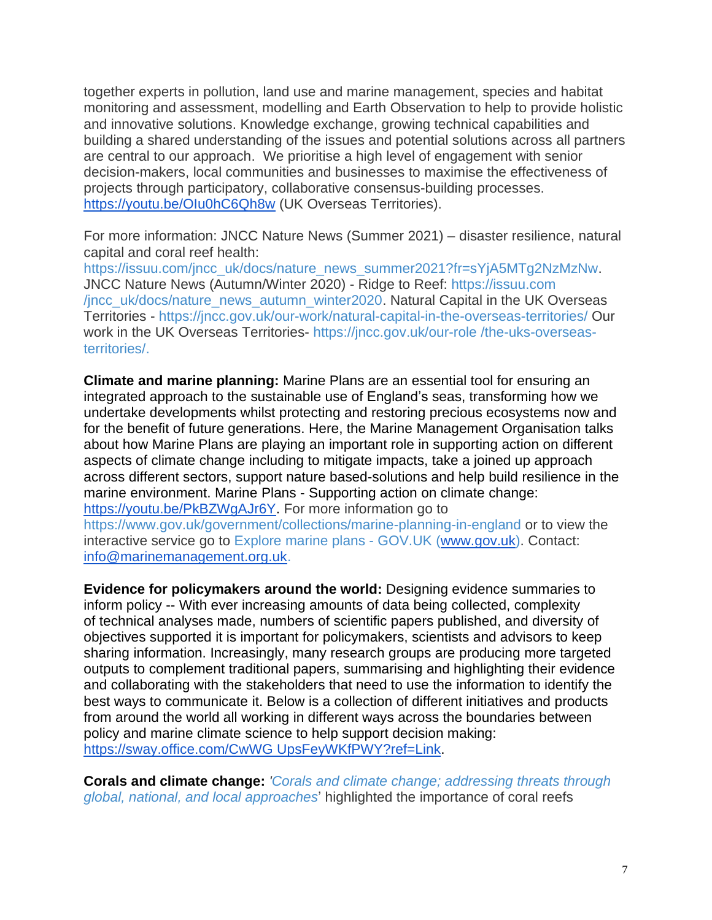together experts in pollution, land use and marine management, species and habitat monitoring and assessment, modelling and Earth Observation to help to provide holistic and innovative solutions. Knowledge exchange, growing technical capabilities and building a shared understanding of the issues and potential solutions across all partners are central to our approach. We prioritise a high level of engagement with senior decision-makers, local communities and businesses to maximise the effectiveness of projects through participatory, collaborative consensus-building processes. https://youtu.be/OIu0hC6Qh8w (UK Overseas Territories).

For more information: JNCC Nature News (Summer 2021) – disaster resilience, natural capital and coral reef health: https://issuu.com/jncc_uk/docs/nature_news_summer2021?fr=sYjA5MTg2NzMzNw. JNCC Nature News (Autumn/Winter 2020) - Ridge to Reef: https://issuu.com /jncc_uk/docs/nature_news_autumn_winter2020. Natural Capital in the UK Overseas Territories - https://jncc.gov.uk/our-work/natural-capital-in-the-overseas-territories/ Our work in the UK Overseas Territories- https://jncc.gov.uk/our-role /the-uks-overseas-territories/.

**Climate and marine planning:** Marine Plans are an essential tool for ensuring an integrated approach to the sustainable use of England's seas, transforming how we undertake developments whilst protecting and restoring precious ecosystems now and for the benefit of future generations. Here, the Marine Management Organisation talks about how Marine Plans are playing an important role in supporting action on different aspects of climate change including to mitigate impacts, take a joined up approach across different sectors, support nature based-solutions and help build resilience in the marine environment. Marine Plans - Supporting action on climate change: https://youtu.be/PkBZWgAJr6Y. For more information go to https://www.gov.uk/government/collections/marine-planning-in-england or to view the interactive service go to Explore marine plans - GOV.UK (www.gov.uk). Contact: info@marinemanagement.org.uk.

**Evidence for policymakers around the world:** Designing evidence summaries to inform policy -- With ever increasing amounts of data being collected, complexity of technical analyses made, numbers of scientific papers published, and diversity of objectives supported it is important for policymakers, scientists and advisors to keep sharing information. Increasingly, many research groups are producing more targeted outputs to complement traditional papers, summarising and highlighting their evidence and collaborating with the stakeholders that need to use the information to identify the best ways to communicate it. Below is a collection of different initiatives and products from around the world all working in different ways across the boundaries between policy and marine climate science to help support decision making: https://sway.office.com/CwWG UpsFeyWKfPWY?ref=Link.

**Corals and climate change:** '*Corals and climate change; addressing threats through global, national, and local approaches*' highlighted the importance of coral reefs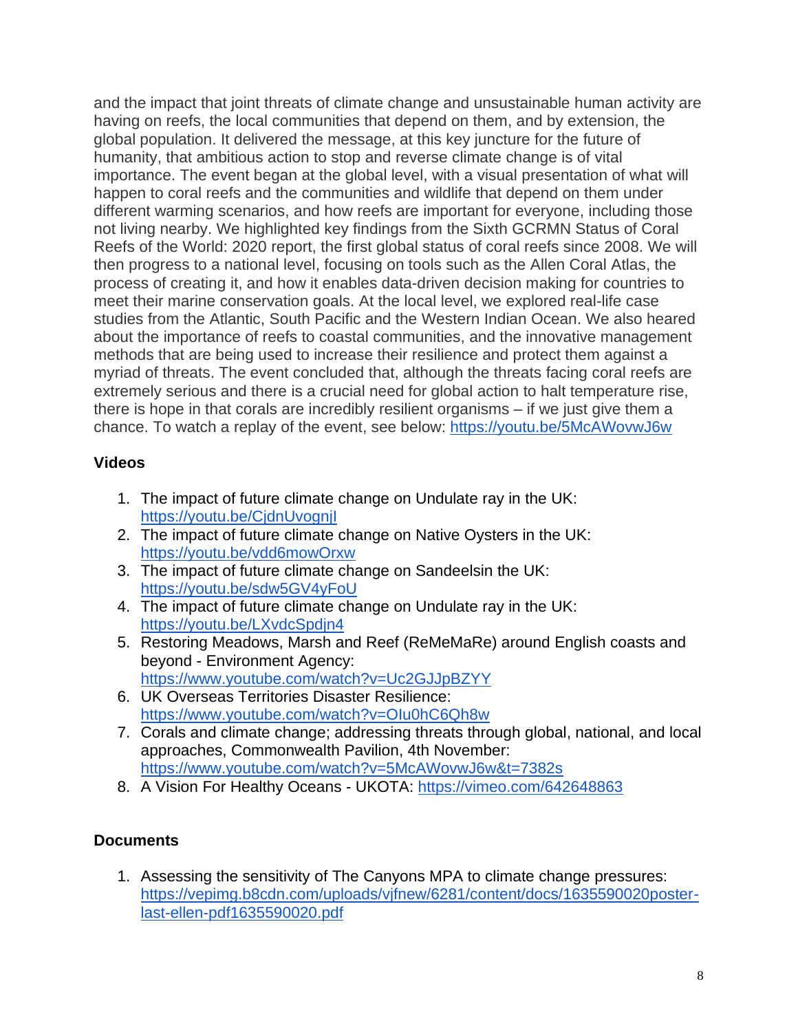and the impact that joint threats of climate change and unsustainable human activity are having on reefs, the local communities that depend on them, and by extension, the global population. It delivered the message, at this key juncture for the future of humanity, that ambitious action to stop and reverse climate change is of vital importance. The event began at the global level, with a visual presentation of what will happen to coral reefs and the communities and wildlife that depend on them under different warming scenarios, and how reefs are important for everyone, including those not living nearby. We highlighted key findings from the Sixth GCRMN Status of Coral Reefs of the World: 2020 report, the first global status of coral reefs since 2008. We will then progress to a national level, focusing on tools such as the Allen Coral Atlas, the process of creating it, and how it enables data-driven decision making for countries to meet their marine conservation goals. At the local level, we explored real-life case studies from the Atlantic, South Pacific and the Western Indian Ocean. We also heared about the importance of reefs to coastal communities, and the innovative management methods that are being used to increase their resilience and protect them against a myriad of threats. The event concluded that, although the threats facing coral reefs are extremely serious and there is a crucial need for global action to halt temperature rise, there is hope in that corals are incredibly resilient organisms – if we just give them a chance. To watch a replay of the event, see below: https://youtu.be/5McAWovwJ6w

### Videos

1. The impact of future climate change on Undulate ray in the UK: https://youtu.be/CjdnUvognjI
2. The impact of future climate change on Native Oysters in the UK: https://youtu.be/vdd6mowOrxw
3. The impact of future climate change on Sandeelsin the UK: https://youtu.be/sdw5GV4yFoU
4. The impact of future climate change on Undulate ray in the UK: https://youtu.be/LXvdcSpdjn4
5. Restoring Meadows, Marsh and Reef (ReMeMaRe) around English coasts and beyond - Environment Agency: https://www.youtube.com/watch?v=Uc2GJJpBZYY
6. UK Overseas Territories Disaster Resilience: https://www.youtube.com/watch?v=OIu0hC6Qh8w
7. Corals and climate change; addressing threats through global, national, and local approaches, Commonwealth Pavilion, 4th November: https://www.youtube.com/watch?v=5McAWovwJ6w&t=7382s
8. A Vision For Healthy Oceans - UKOTA: https://vimeo.com/642648863

### Documents

1. Assessing the sensitivity of The Canyons MPA to climate change pressures: https://vepimg.b8cdn.com/uploads/vjfnew/6281/content/docs/1635590020poster-last-ellen-pdf1635590020.pdf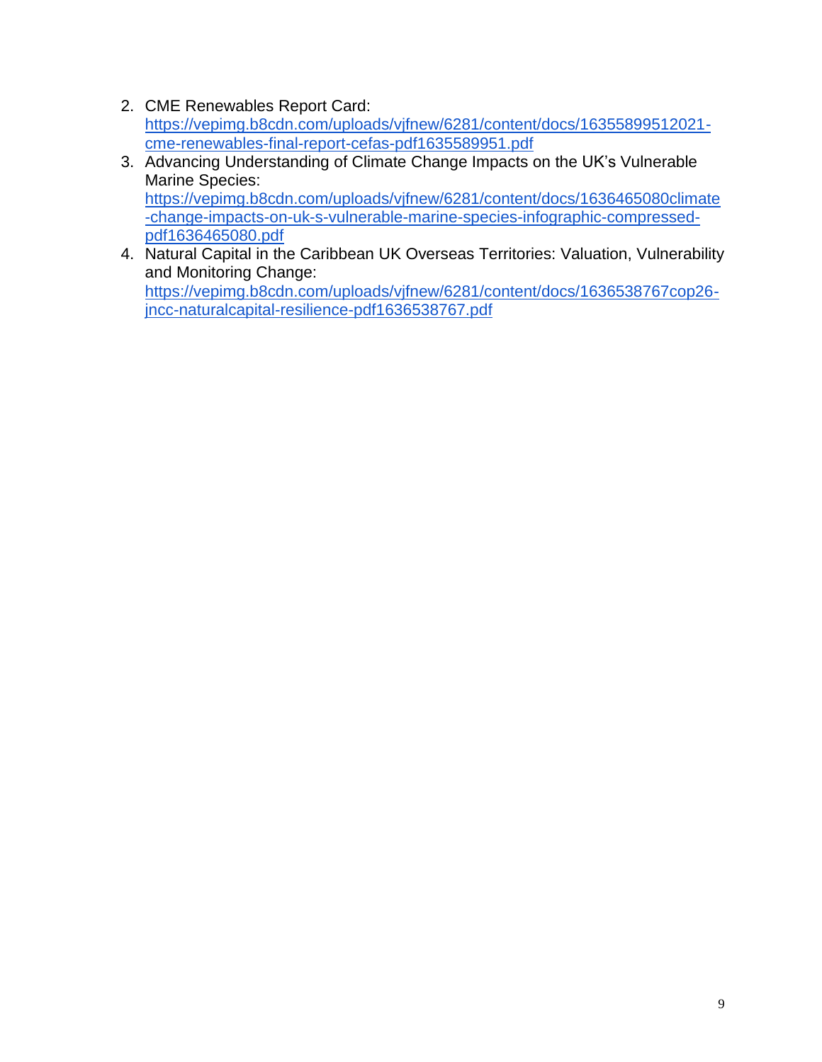2. CME Renewables Report Card: https://vepimg.b8cdn.com/uploads/vjfnew/6281/content/docs/16355899512021-cme-renewables-final-report-cefas-pdf1635589951.pdf
3. Advancing Understanding of Climate Change Impacts on the UK's Vulnerable Marine Species: https://vepimg.b8cdn.com/uploads/vjfnew/6281/content/docs/1636465080climate-change-impacts-on-uk-s-vulnerable-marine-species-infographic-compressed-pdf1636465080.pdf
4. Natural Capital in the Caribbean UK Overseas Territories: Valuation, Vulnerability and Monitoring Change: https://vepimg.b8cdn.com/uploads/vjfnew/6281/content/docs/1636538767cop26-jncc-naturalcapital-resilience-pdf1636538767.pdf